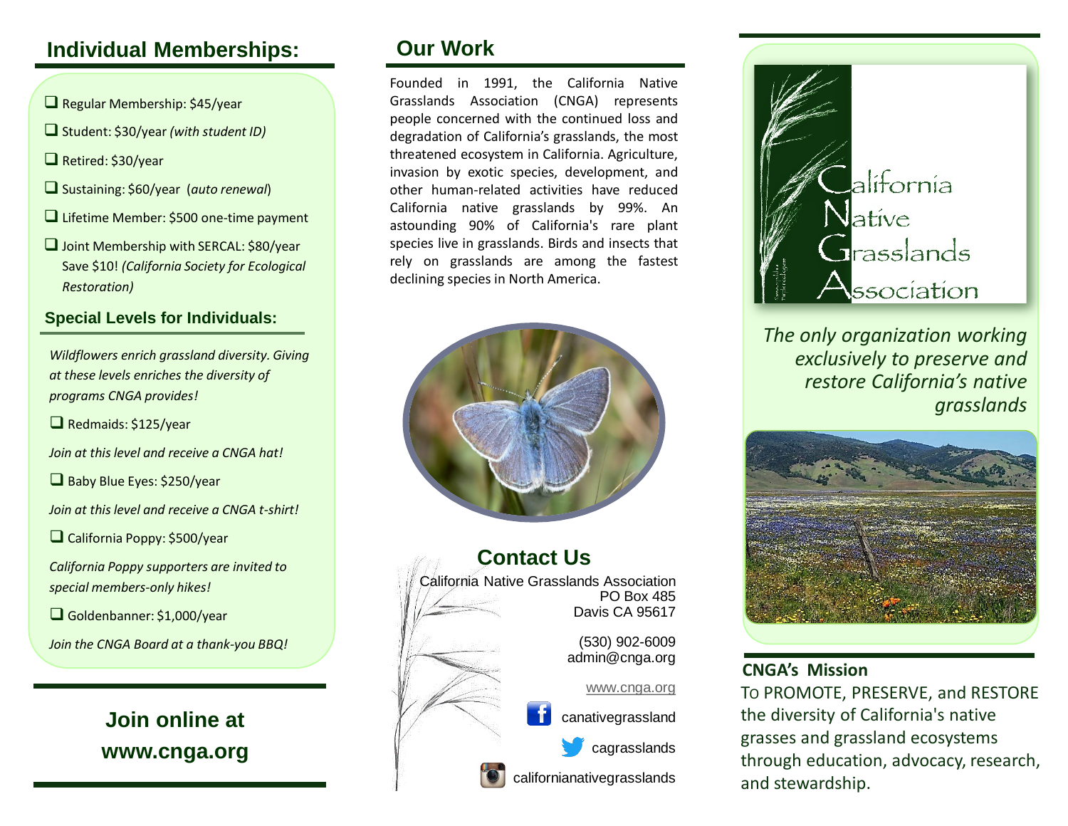## Individual Memberships:

- ❑ Regular Membership: $45/year
- ❑ Student: $30/year *(with student ID)*
- ❑ Retired: $30/year
- ❑ Sustaining: $60/year (*auto renewal*)
- ❑ Lifetime Member: $500 one-time payment
- ❑ Joint Membership with SERCAL: $80/year Save $10! *(California Society for Ecological Restoration)*

### Special Levels for Individuals:

*Wildflowers enrich grassland diversity. Giving at these levels enriches the diversity of programs CNGA provides!*

❑ Redmaids: $125/year

*Join at this level and receive a CNGA hat!*

❑ Baby Blue Eyes: $250/year

*Join at this level and receive a CNGA t-shirt!*

❑ California Poppy: $500/year

*California Poppy supporters are invited to special members-only hikes!*

❑ Goldenbanner: $1,000/year

*Join the CNGA Board at a thank-you BBQ!*

**Join online at www.cnga.org**

## Our Work

Founded in 1991, the California Native Grasslands Association (CNGA) represents people concerned with the continued loss and degradation of California's grasslands, the most threatened ecosystem in California. Agriculture, invasion by exotic species, development, and other human-related activities have reduced California native grasslands by 99%. An astounding 90% of California's rare plant species live in grasslands. Birds and insects that rely on grasslands are among the fastest declining species in North America.

## Contact Us

California Native Grasslands Association
PO Box 485
Davis CA 95617

(530) 902-6009
admin@cnga.org

www.cnga.org

canativegrassland

cagrasslands

californianativegrasslands

# California Native Grasslands Association

*The only organization working exclusively to preserve and restore California's native grasslands*

**CNGA's Mission**

To PROMOTE, PRESERVE, and RESTORE the diversity of California's native grasses and grassland ecosystems through education, advocacy, research, and stewardship.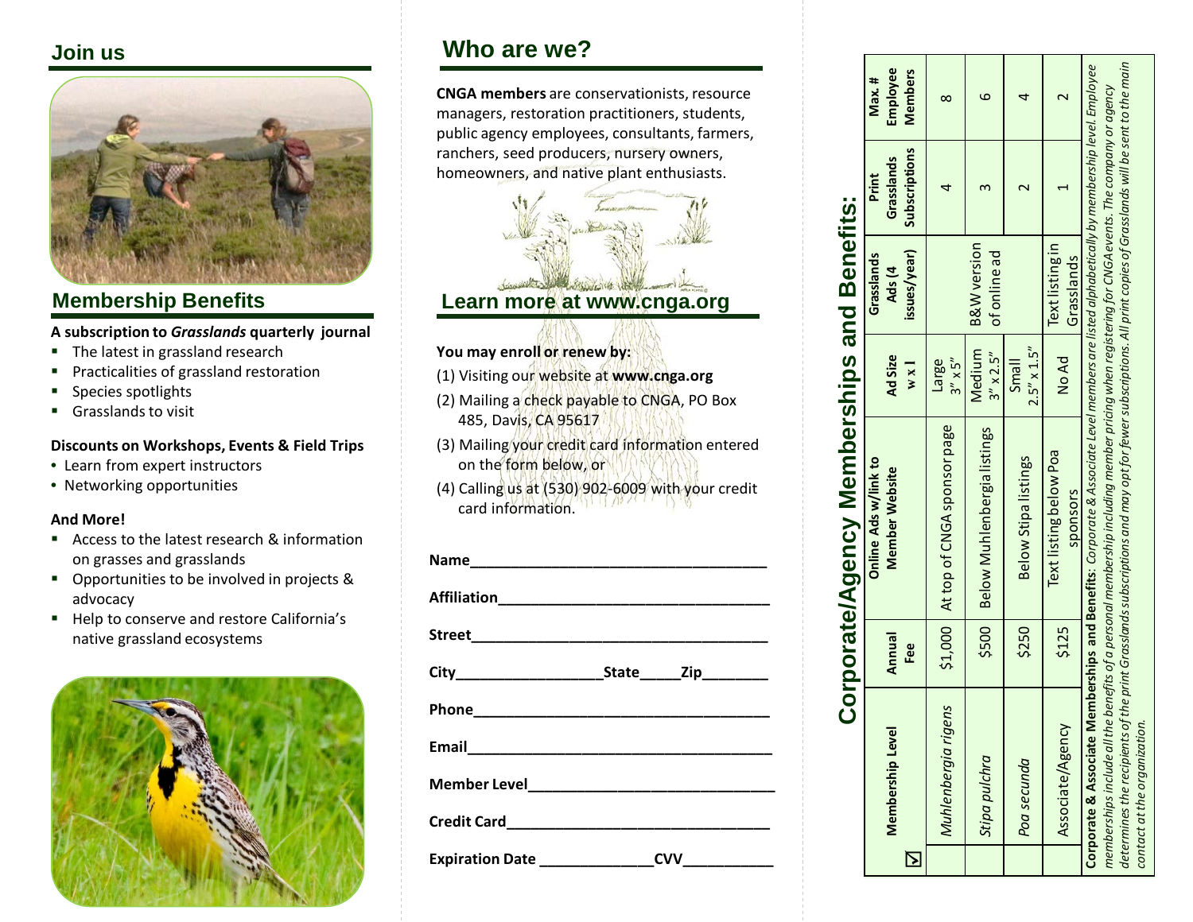## Join us

## Membership Benefits

**A subscription to *Grasslands* quarterly journal**

- The latest in grassland research
- Practicalities of grassland restoration
- Species spotlights
- Grasslands to visit

**Discounts on Workshops, Events & Field Trips**

- Learn from expert instructors
- Networking opportunities

**And More!**

- Access to the latest research & information on grasses and grasslands
- Opportunities to be involved in projects & advocacy
- Help to conserve and restore California's native grassland ecosystems

## Who are we?

**CNGA members** are conservationists, resource managers, restoration practitioners, students, public agency employees, consultants, farmers, ranchers, seed producers, nursery owners, homeowners, and native plant enthusiasts.

## Learn more at www.cnga.org

**You may enroll or renew by:**

(1) Visiting our website at **www.cnga.org**

(2) Mailing a check payable to CNGA, PO Box 485, Davis, CA 95617

(3) Mailing your credit card information entered on the form below, or

(4) Calling us at (530) 902-6009 with your credit card information.

**Name**\_\_\_\_\_\_\_\_\_\_\_\_\_\_\_\_\_\_\_\_\_\_\_\_\_\_\_\_\_\_\_\_\_\_\_\_

**Affiliation**\_\_\_\_\_\_\_\_\_\_\_\_\_\_\_\_\_\_\_\_\_\_\_\_\_\_\_\_\_\_\_\_

**Street**\_\_\_\_\_\_\_\_\_\_\_\_\_\_\_\_\_\_\_\_\_\_\_\_\_\_\_\_\_\_\_\_\_\_\_\_

**City**\_\_\_\_\_\_\_\_\_\_\_\_\_\_\_\_\_\_**State**\_\_\_\_\_**Zip**\_\_\_\_\_\_\_\_

**Phone**\_\_\_\_\_\_\_\_\_\_\_\_\_\_\_\_\_\_\_\_\_\_\_\_\_\_\_\_\_\_\_\_\_\_\_\_

**Email**\_\_\_\_\_\_\_\_\_\_\_\_\_\_\_\_\_\_\_\_\_\_\_\_\_\_\_\_\_\_\_\_\_\_\_\_

**Member Level**\_\_\_\_\_\_\_\_\_\_\_\_\_\_\_\_\_\_\_\_\_\_\_\_\_\_\_\_\_

**Credit Card**\_\_\_\_\_\_\_\_\_\_\_\_\_\_\_\_\_\_\_\_\_\_\_\_\_\_\_\_\_\_\_

**Expiration Date** \_\_\_\_\_\_\_\_\_\_\_\_\_\_**CVV**\_\_\_\_\_\_\_\_\_\_\_

## Corporate/Agency Memberships and Benefits:

| ☑ | Membership Level | Annual Fee | Online Ads w/link to Member Website | Ad Size w x l | Grasslands Ads (4 issues/year) | Print Grasslands Subscriptions | Max. # Employee Members |
|---|---|---|---|---|---|---|---|
| | *Muhlenbergia rigens* | $1,000 | At top of CNGA sponsor page | Large 3″ x 5″ | B&W version of online ad | 4 | 8 |
| | *Stipa pulchra* | $500 | Below Muhlenbergia listings | Medium 3″ x 2.5″ | B&W version of online ad | 3 | 6 |
| | *Poa secunda* | $250 | Below Stipa listings | Small 2.5″ x 1.5″ | B&W version of online ad | 2 | 4 |
| | Associate/Agency | $125 | Text listing below Poa sponsors | No Ad | Text listing in Grasslands | 1 | 2 |

**Corporate & Associate Memberships and Benefits**: *Corporate & Associate Level members are listed alphabetically by membership level. Employee memberships include all the benefits of a personal membership including member pricing when registering for CNGA events. The company or agency determines the recipients of the print Grasslands subscriptions and may opt for fewer subscriptions. All print copies of Grasslands will be sent to the main contact at the organization.*